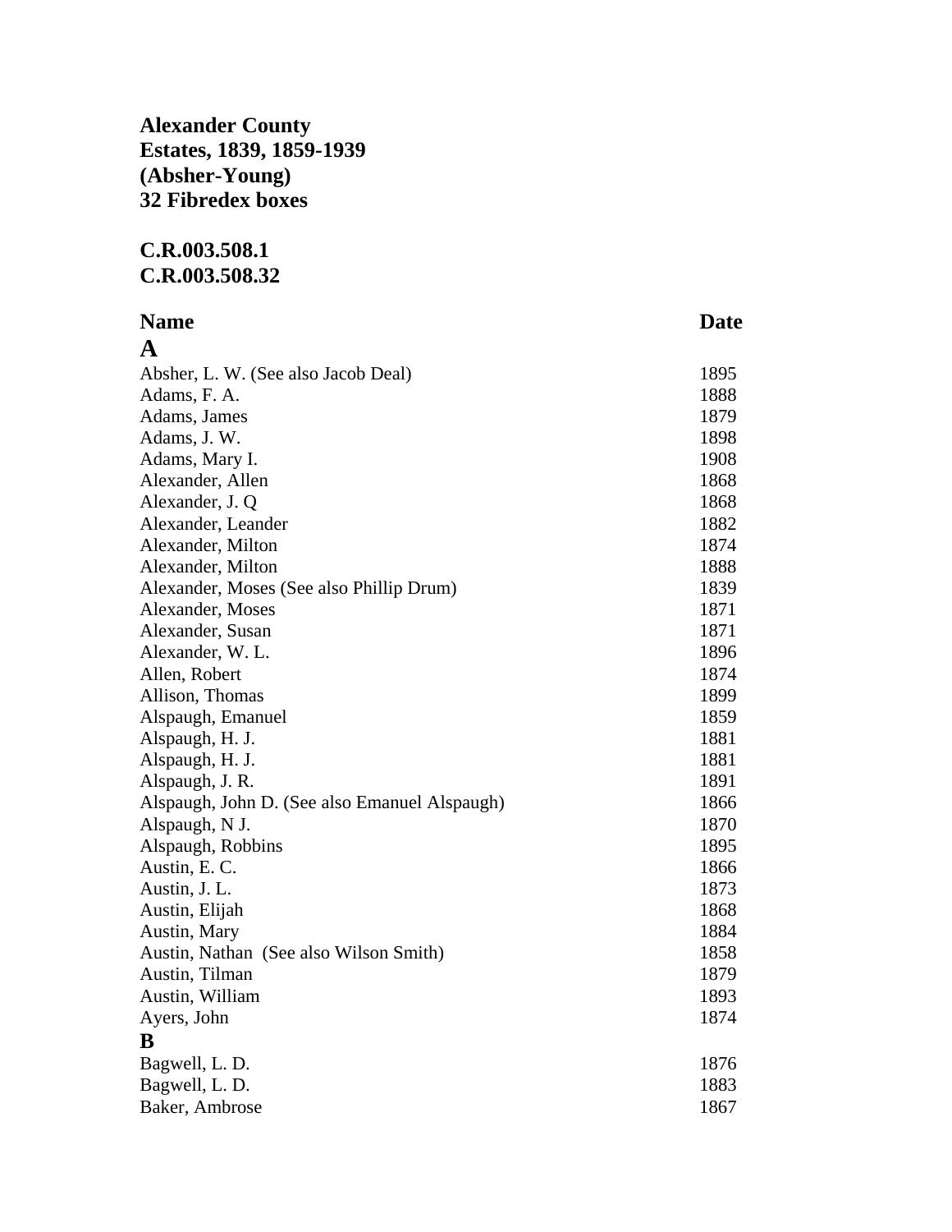**Alexander County**
**Estates, 1839, 1859-1939**
**(Absher-Young)**
**32 Fibredex boxes**

**C.R.003.508.1**
**C.R.003.508.32**

| **Name** | **Date** |
|---|---|
| **A** | |
| Absher, L. W. (See also Jacob Deal) | 1895 |
| Adams, F. A. | 1888 |
| Adams, James | 1879 |
| Adams, J. W. | 1898 |
| Adams, Mary I. | 1908 |
| Alexander, Allen | 1868 |
| Alexander, J. Q | 1868 |
| Alexander, Leander | 1882 |
| Alexander, Milton | 1874 |
| Alexander, Milton | 1888 |
| Alexander, Moses (See also Phillip Drum) | 1839 |
| Alexander, Moses | 1871 |
| Alexander, Susan | 1871 |
| Alexander, W. L. | 1896 |
| Allen, Robert | 1874 |
| Allison, Thomas | 1899 |
| Alspaugh, Emanuel | 1859 |
| Alspaugh, H. J. | 1881 |
| Alspaugh, H. J. | 1881 |
| Alspaugh, J. R. | 1891 |
| Alspaugh, John D. (See also Emanuel Alspaugh) | 1866 |
| Alspaugh, N J. | 1870 |
| Alspaugh, Robbins | 1895 |
| Austin, E. C. | 1866 |
| Austin, J. L. | 1873 |
| Austin, Elijah | 1868 |
| Austin, Mary | 1884 |
| Austin, Nathan (See also Wilson Smith) | 1858 |
| Austin, Tilman | 1879 |
| Austin, William | 1893 |
| Ayers, John | 1874 |
| **B** | |
| Bagwell, L. D. | 1876 |
| Bagwell, L. D. | 1883 |
| Baker, Ambrose | 1867 |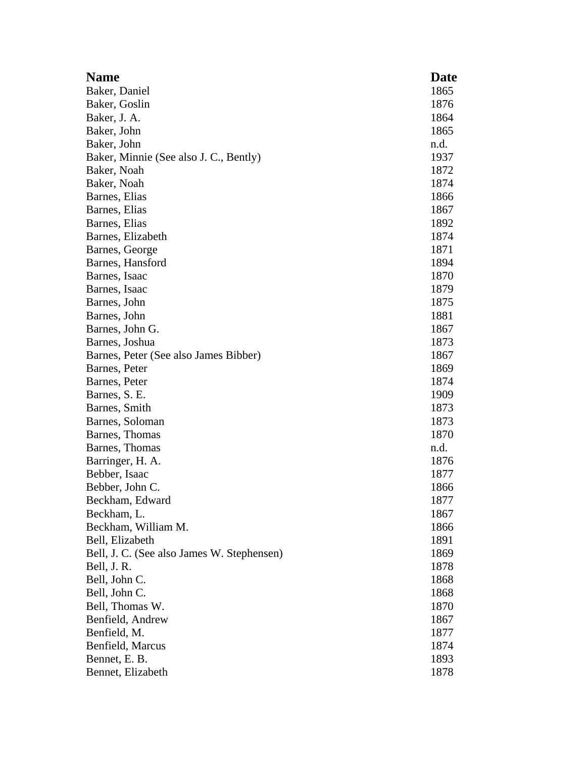| Name | Date |
| --- | --- |
| Baker, Daniel | 1865 |
| Baker, Goslin | 1876 |
| Baker, J. A. | 1864 |
| Baker, John | 1865 |
| Baker, John | n.d. |
| Baker, Minnie (See also J. C., Bently) | 1937 |
| Baker, Noah | 1872 |
| Baker, Noah | 1874 |
| Barnes, Elias | 1866 |
| Barnes, Elias | 1867 |
| Barnes, Elias | 1892 |
| Barnes, Elizabeth | 1874 |
| Barnes, George | 1871 |
| Barnes, Hansford | 1894 |
| Barnes, Isaac | 1870 |
| Barnes, Isaac | 1879 |
| Barnes, John | 1875 |
| Barnes, John | 1881 |
| Barnes, John G. | 1867 |
| Barnes, Joshua | 1873 |
| Barnes, Peter (See also James Bibber) | 1867 |
| Barnes, Peter | 1869 |
| Barnes, Peter | 1874 |
| Barnes, S. E. | 1909 |
| Barnes, Smith | 1873 |
| Barnes, Soloman | 1873 |
| Barnes, Thomas | 1870 |
| Barnes, Thomas | n.d. |
| Barringer, H. A. | 1876 |
| Bebber, Isaac | 1877 |
| Bebber, John C. | 1866 |
| Beckham, Edward | 1877 |
| Beckham, L. | 1867 |
| Beckham, William M. | 1866 |
| Bell, Elizabeth | 1891 |
| Bell, J. C. (See also James W. Stephensen) | 1869 |
| Bell, J. R. | 1878 |
| Bell, John C. | 1868 |
| Bell, John C. | 1868 |
| Bell, Thomas W. | 1870 |
| Benfield, Andrew | 1867 |
| Benfield, M. | 1877 |
| Benfield, Marcus | 1874 |
| Bennet, E. B. | 1893 |
| Bennet, Elizabeth | 1878 |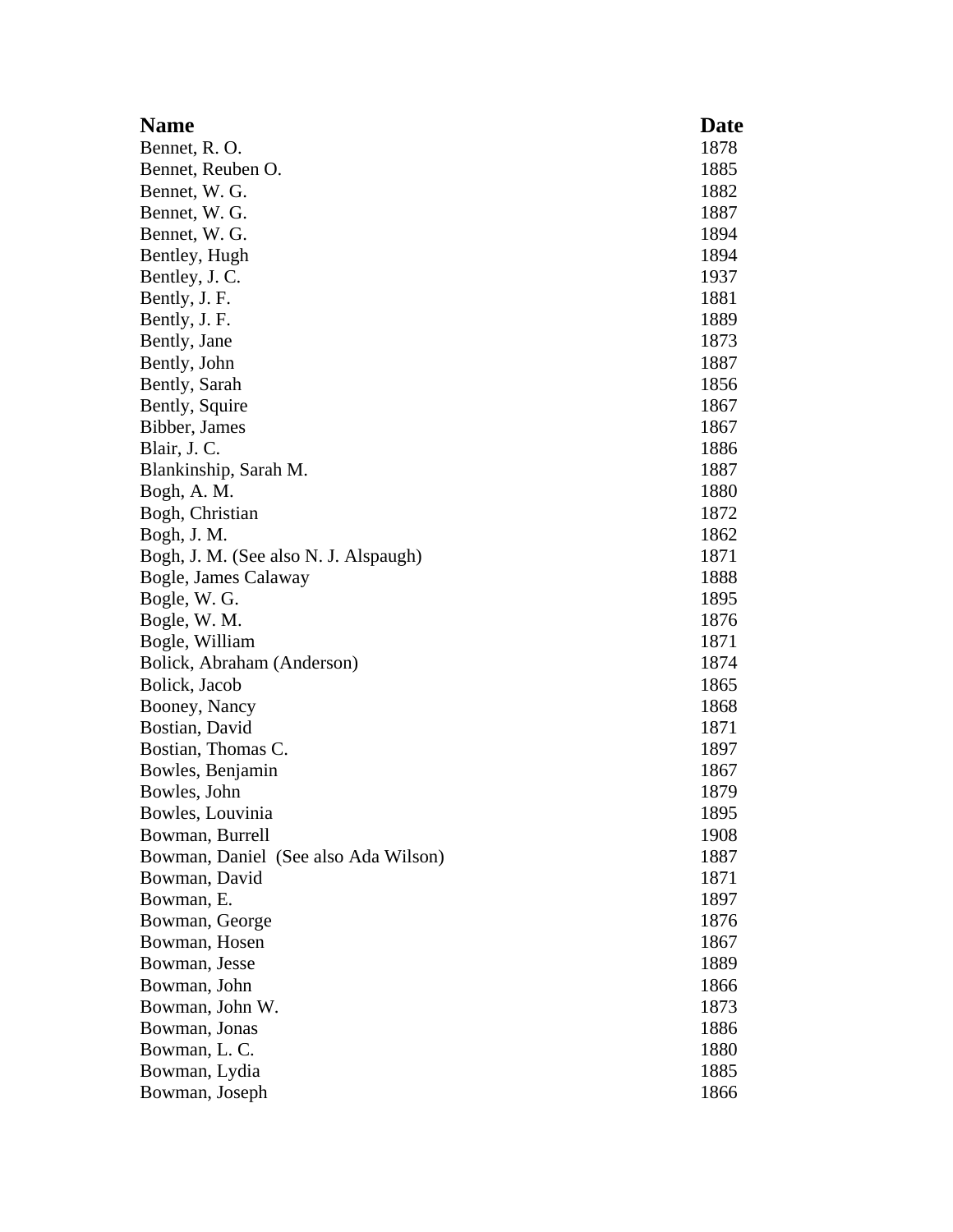| Name | Date |
|---|---|
| Bennet, R. O. | 1878 |
| Bennet, Reuben O. | 1885 |
| Bennet, W. G. | 1882 |
| Bennet, W. G. | 1887 |
| Bennet, W. G. | 1894 |
| Bentley, Hugh | 1894 |
| Bentley, J. C. | 1937 |
| Bently, J. F. | 1881 |
| Bently, J. F. | 1889 |
| Bently, Jane | 1873 |
| Bently, John | 1887 |
| Bently, Sarah | 1856 |
| Bently, Squire | 1867 |
| Bibber, James | 1867 |
| Blair, J. C. | 1886 |
| Blankinship, Sarah M. | 1887 |
| Bogh, A. M. | 1880 |
| Bogh, Christian | 1872 |
| Bogh, J. M. | 1862 |
| Bogh, J. M. (See also N. J. Alspaugh) | 1871 |
| Bogle, James Calaway | 1888 |
| Bogle, W. G. | 1895 |
| Bogle, W. M. | 1876 |
| Bogle, William | 1871 |
| Bolick, Abraham (Anderson) | 1874 |
| Bolick, Jacob | 1865 |
| Booney, Nancy | 1868 |
| Bostian, David | 1871 |
| Bostian, Thomas C. | 1897 |
| Bowles, Benjamin | 1867 |
| Bowles, John | 1879 |
| Bowles, Louvinia | 1895 |
| Bowman, Burrell | 1908 |
| Bowman, Daniel (See also Ada Wilson) | 1887 |
| Bowman, David | 1871 |
| Bowman, E. | 1897 |
| Bowman, George | 1876 |
| Bowman, Hosen | 1867 |
| Bowman, Jesse | 1889 |
| Bowman, John | 1866 |
| Bowman, John W. | 1873 |
| Bowman, Jonas | 1886 |
| Bowman, L. C. | 1880 |
| Bowman, Lydia | 1885 |
| Bowman, Joseph | 1866 |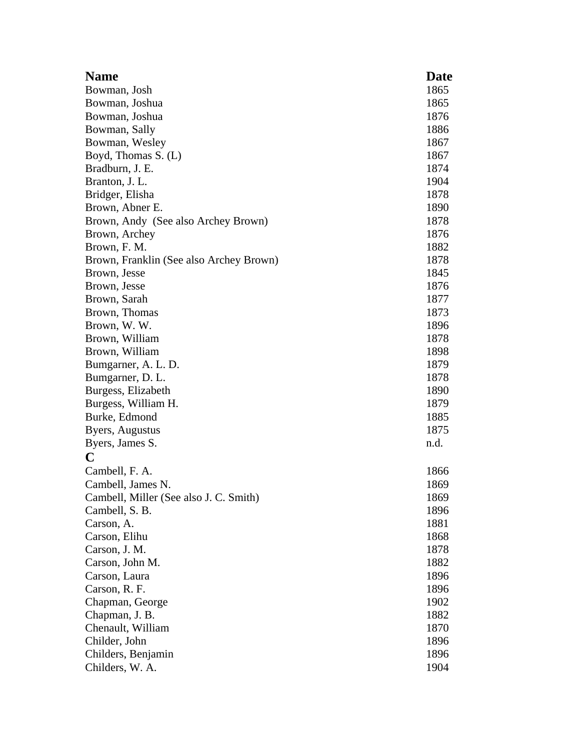| Name | Date |
| --- | --- |
| Bowman, Josh | 1865 |
| Bowman, Joshua | 1865 |
| Bowman, Joshua | 1876 |
| Bowman, Sally | 1886 |
| Bowman, Wesley | 1867 |
| Boyd, Thomas S. (L) | 1867 |
| Bradburn, J. E. | 1874 |
| Branton, J. L. | 1904 |
| Bridger, Elisha | 1878 |
| Brown, Abner E. | 1890 |
| Brown, Andy (See also Archey Brown) | 1878 |
| Brown, Archey | 1876 |
| Brown, F. M. | 1882 |
| Brown, Franklin (See also Archey Brown) | 1878 |
| Brown, Jesse | 1845 |
| Brown, Jesse | 1876 |
| Brown, Sarah | 1877 |
| Brown, Thomas | 1873 |
| Brown, W. W. | 1896 |
| Brown, William | 1878 |
| Brown, William | 1898 |
| Bumgarner, A. L. D. | 1879 |
| Bumgarner, D. L. | 1878 |
| Burgess, Elizabeth | 1890 |
| Burgess, William H. | 1879 |
| Burke, Edmond | 1885 |
| Byers, Augustus | 1875 |
| Byers, James S. | n.d. |
| **C** | |
| Cambell, F. A. | 1866 |
| Cambell, James N. | 1869 |
| Cambell, Miller (See also J. C. Smith) | 1869 |
| Cambell, S. B. | 1896 |
| Carson, A. | 1881 |
| Carson, Elihu | 1868 |
| Carson, J. M. | 1878 |
| Carson, John M. | 1882 |
| Carson, Laura | 1896 |
| Carson, R. F. | 1896 |
| Chapman, George | 1902 |
| Chapman, J. B. | 1882 |
| Chenault, William | 1870 |
| Childer, John | 1896 |
| Childers, Benjamin | 1896 |
| Childers, W. A. | 1904 |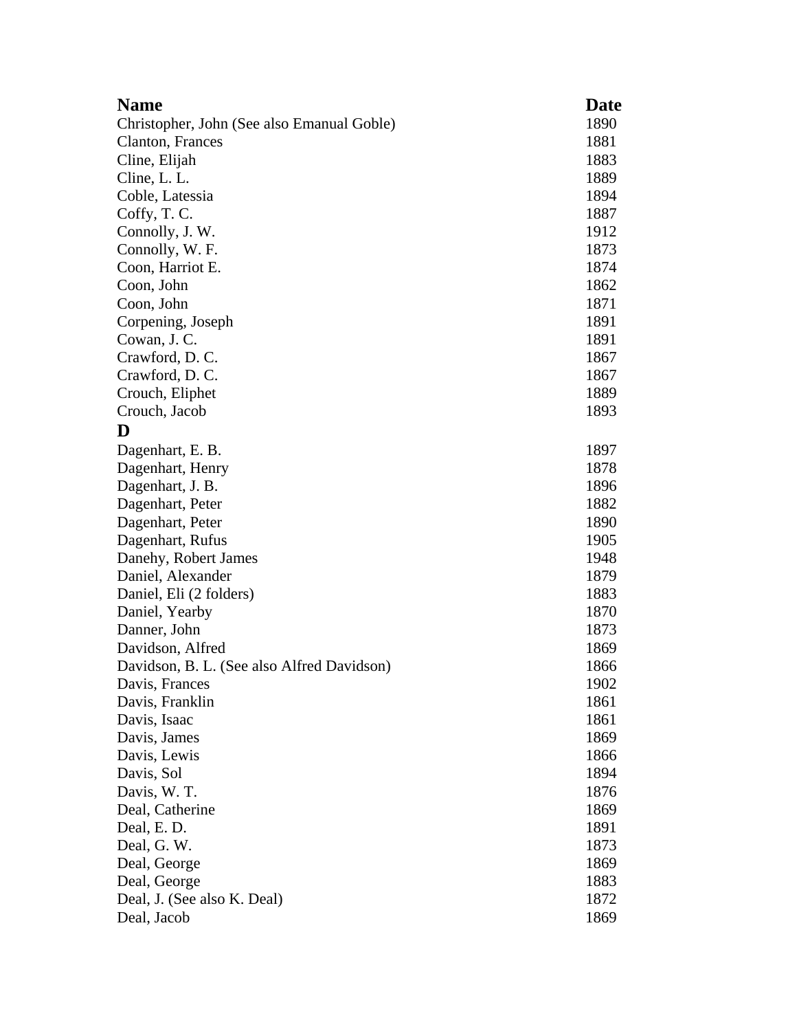| Name | Date |
|---|---|
| Christopher, John (See also Emanual Goble) | 1890 |
| Clanton, Frances | 1881 |
| Cline, Elijah | 1883 |
| Cline, L. L. | 1889 |
| Coble, Latessia | 1894 |
| Coffy, T. C. | 1887 |
| Connolly, J. W. | 1912 |
| Connolly, W. F. | 1873 |
| Coon, Harriot E. | 1874 |
| Coon, John | 1862 |
| Coon, John | 1871 |
| Corpening, Joseph | 1891 |
| Cowan, J. C. | 1891 |
| Crawford, D. C. | 1867 |
| Crawford, D. C. | 1867 |
| Crouch, Eliphet | 1889 |
| Crouch, Jacob | 1893 |
| **D** | |
| Dagenhart, E. B. | 1897 |
| Dagenhart, Henry | 1878 |
| Dagenhart, J. B. | 1896 |
| Dagenhart, Peter | 1882 |
| Dagenhart, Peter | 1890 |
| Dagenhart, Rufus | 1905 |
| Danehy, Robert James | 1948 |
| Daniel, Alexander | 1879 |
| Daniel, Eli (2 folders) | 1883 |
| Daniel, Yearby | 1870 |
| Danner, John | 1873 |
| Davidson, Alfred | 1869 |
| Davidson, B. L. (See also Alfred Davidson) | 1866 |
| Davis, Frances | 1902 |
| Davis, Franklin | 1861 |
| Davis, Isaac | 1861 |
| Davis, James | 1869 |
| Davis, Lewis | 1866 |
| Davis, Sol | 1894 |
| Davis, W. T. | 1876 |
| Deal, Catherine | 1869 |
| Deal, E. D. | 1891 |
| Deal, G. W. | 1873 |
| Deal, George | 1869 |
| Deal, George | 1883 |
| Deal, J. (See also K. Deal) | 1872 |
| Deal, Jacob | 1869 |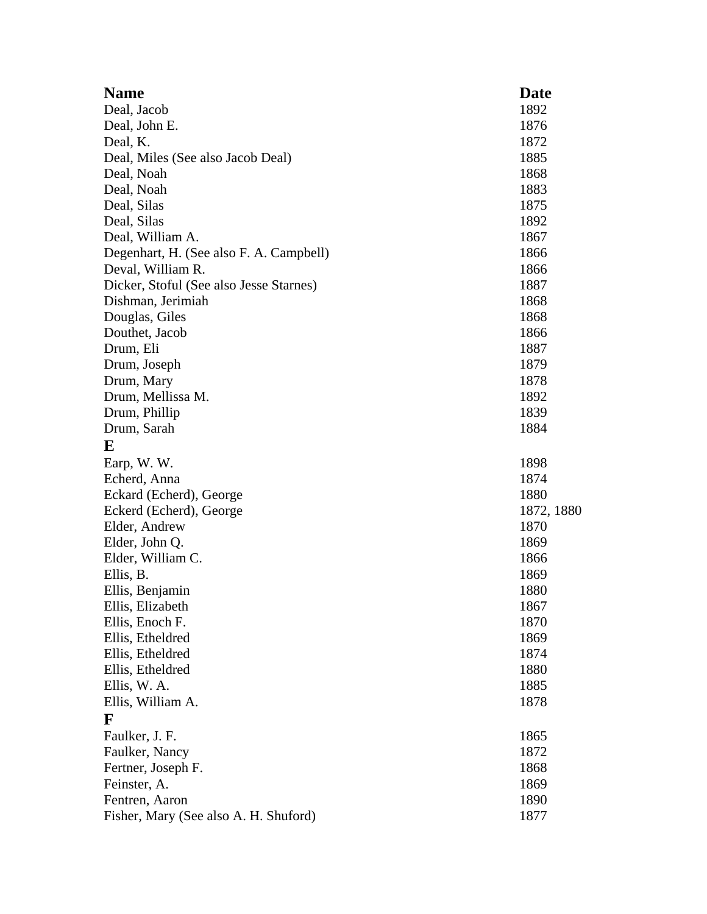| Name | Date |
|---|---|
| Deal, Jacob | 1892 |
| Deal, John E. | 1876 |
| Deal, K. | 1872 |
| Deal, Miles (See also Jacob Deal) | 1885 |
| Deal, Noah | 1868 |
| Deal, Noah | 1883 |
| Deal, Silas | 1875 |
| Deal, Silas | 1892 |
| Deal, William A. | 1867 |
| Degenhart, H. (See also F. A. Campbell) | 1866 |
| Deval, William R. | 1866 |
| Dicker, Stoful (See also Jesse Starnes) | 1887 |
| Dishman, Jerimiah | 1868 |
| Douglas, Giles | 1868 |
| Douthet, Jacob | 1866 |
| Drum, Eli | 1887 |
| Drum, Joseph | 1879 |
| Drum, Mary | 1878 |
| Drum, Mellissa M. | 1892 |
| Drum, Phillip | 1839 |
| Drum, Sarah | 1884 |
| **E** | |
| Earp, W. W. | 1898 |
| Echerd, Anna | 1874 |
| Eckard (Echerd), George | 1880 |
| Eckerd (Echerd), George | 1872, 1880 |
| Elder, Andrew | 1870 |
| Elder, John Q. | 1869 |
| Elder, William C. | 1866 |
| Ellis, B. | 1869 |
| Ellis, Benjamin | 1880 |
| Ellis, Elizabeth | 1867 |
| Ellis, Enoch F. | 1870 |
| Ellis, Etheldred | 1869 |
| Ellis, Etheldred | 1874 |
| Ellis, Etheldred | 1880 |
| Ellis, W. A. | 1885 |
| Ellis, William A. | 1878 |
| **F** | |
| Faulker, J. F. | 1865 |
| Faulker, Nancy | 1872 |
| Fertner, Joseph F. | 1868 |
| Feinster, A. | 1869 |
| Fentren, Aaron | 1890 |
| Fisher, Mary (See also A. H. Shuford) | 1877 |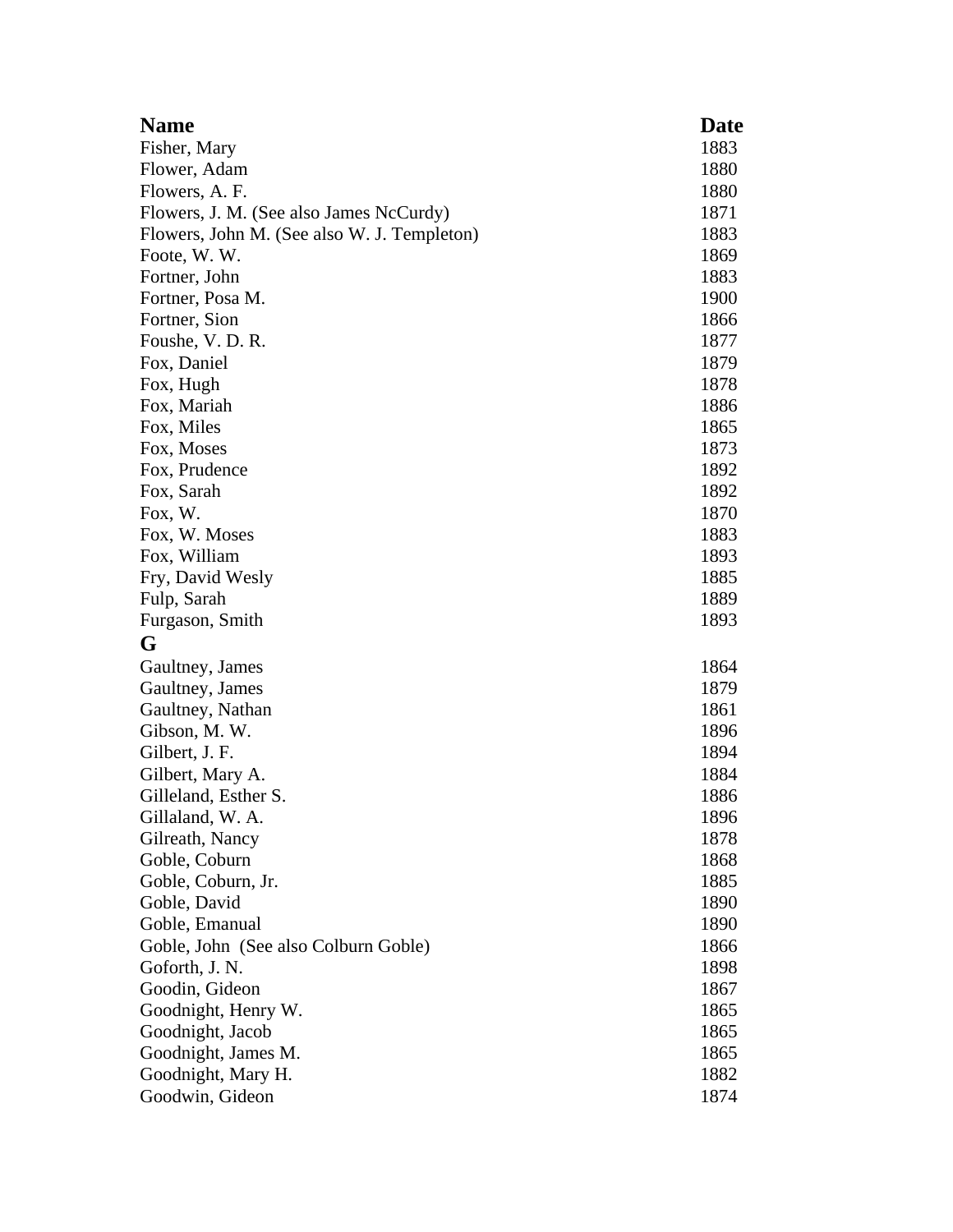| Name | Date |
| --- | --- |
| Fisher, Mary | 1883 |
| Flower, Adam | 1880 |
| Flowers, A. F. | 1880 |
| Flowers, J. M. (See also James NcCurdy) | 1871 |
| Flowers, John M. (See also W. J. Templeton) | 1883 |
| Foote, W. W. | 1869 |
| Fortner, John | 1883 |
| Fortner, Posa M. | 1900 |
| Fortner, Sion | 1866 |
| Foushe, V. D. R. | 1877 |
| Fox, Daniel | 1879 |
| Fox, Hugh | 1878 |
| Fox, Mariah | 1886 |
| Fox, Miles | 1865 |
| Fox, Moses | 1873 |
| Fox, Prudence | 1892 |
| Fox, Sarah | 1892 |
| Fox, W. | 1870 |
| Fox, W. Moses | 1883 |
| Fox, William | 1893 |
| Fry, David Wesly | 1885 |
| Fulp, Sarah | 1889 |
| Furgason, Smith | 1893 |
| **G** | |
| Gaultney, James | 1864 |
| Gaultney, James | 1879 |
| Gaultney, Nathan | 1861 |
| Gibson, M. W. | 1896 |
| Gilbert, J. F. | 1894 |
| Gilbert, Mary A. | 1884 |
| Gilleland, Esther S. | 1886 |
| Gillaland, W. A. | 1896 |
| Gilreath, Nancy | 1878 |
| Goble, Coburn | 1868 |
| Goble, Coburn, Jr. | 1885 |
| Goble, David | 1890 |
| Goble, Emanual | 1890 |
| Goble, John (See also Colburn Goble) | 1866 |
| Goforth, J. N. | 1898 |
| Goodin, Gideon | 1867 |
| Goodnight, Henry W. | 1865 |
| Goodnight, Jacob | 1865 |
| Goodnight, James M. | 1865 |
| Goodnight, Mary H. | 1882 |
| Goodwin, Gideon | 1874 |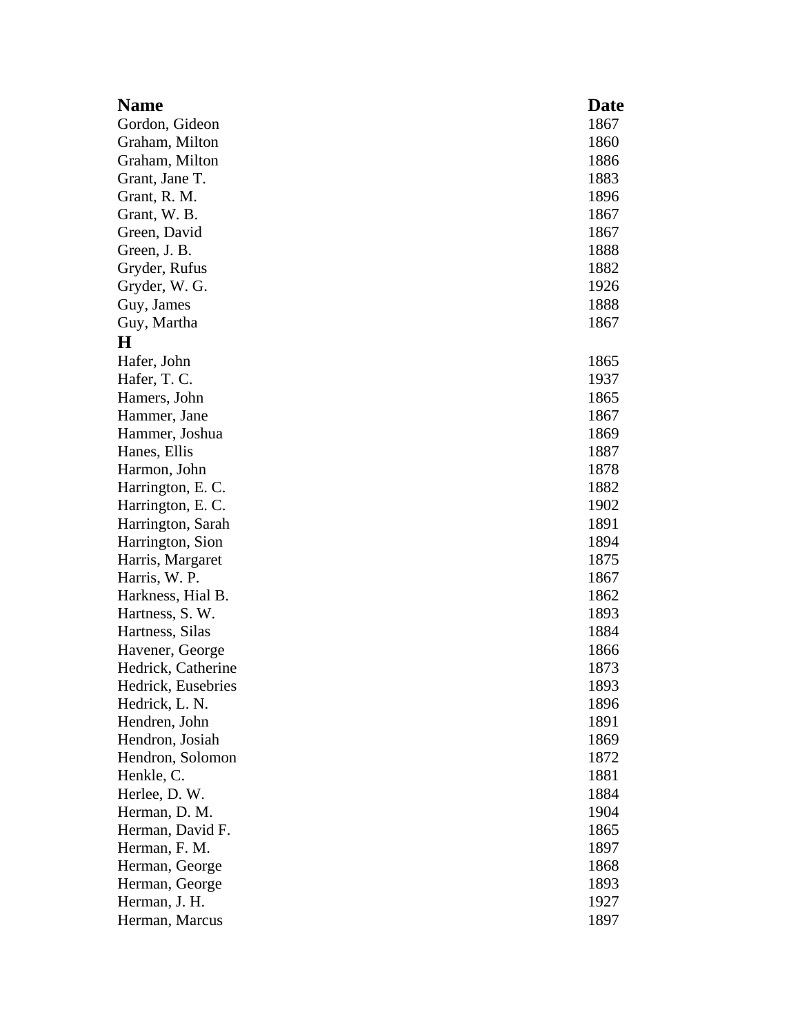| Name | Date |
| --- | --- |
| Gordon, Gideon | 1867 |
| Graham, Milton | 1860 |
| Graham, Milton | 1886 |
| Grant, Jane T. | 1883 |
| Grant, R. M. | 1896 |
| Grant, W. B. | 1867 |
| Green, David | 1867 |
| Green, J. B. | 1888 |
| Gryder, Rufus | 1882 |
| Gryder, W. G. | 1926 |
| Guy, James | 1888 |
| Guy, Martha | 1867 |
| **H** | |
| Hafer, John | 1865 |
| Hafer, T. C. | 1937 |
| Hamers, John | 1865 |
| Hammer, Jane | 1867 |
| Hammer, Joshua | 1869 |
| Hanes, Ellis | 1887 |
| Harmon, John | 1878 |
| Harrington, E. C. | 1882 |
| Harrington, E. C. | 1902 |
| Harrington, Sarah | 1891 |
| Harrington, Sion | 1894 |
| Harris, Margaret | 1875 |
| Harris, W. P. | 1867 |
| Harkness, Hial B. | 1862 |
| Hartness, S. W. | 1893 |
| Hartness, Silas | 1884 |
| Havener, George | 1866 |
| Hedrick, Catherine | 1873 |
| Hedrick, Eusebries | 1893 |
| Hedrick, L. N. | 1896 |
| Hendren, John | 1891 |
| Hendron, Josiah | 1869 |
| Hendron, Solomon | 1872 |
| Henkle, C. | 1881 |
| Herlee, D. W. | 1884 |
| Herman, D. M. | 1904 |
| Herman, David F. | 1865 |
| Herman, F. M. | 1897 |
| Herman, George | 1868 |
| Herman, George | 1893 |
| Herman, J. H. | 1927 |
| Herman, Marcus | 1897 |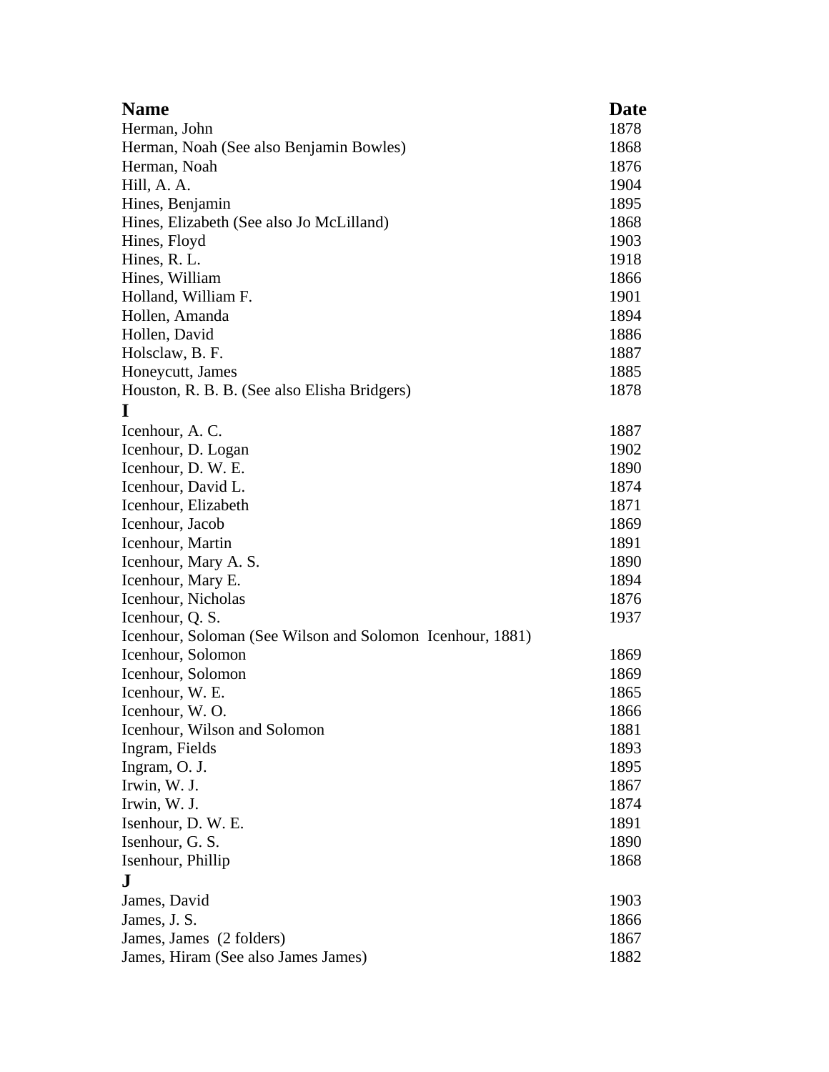| Name | Date |
|---|---|
| Herman, John | 1878 |
| Herman, Noah (See also Benjamin Bowles) | 1868 |
| Herman, Noah | 1876 |
| Hill, A. A. | 1904 |
| Hines, Benjamin | 1895 |
| Hines, Elizabeth (See also Jo McLilland) | 1868 |
| Hines, Floyd | 1903 |
| Hines, R. L. | 1918 |
| Hines, William | 1866 |
| Holland, William F. | 1901 |
| Hollen, Amanda | 1894 |
| Hollen, David | 1886 |
| Holsclaw, B. F. | 1887 |
| Honeycutt, James | 1885 |
| Houston, R. B. B. (See also Elisha Bridgers) | 1878 |
| **I** | |
| Icenhour, A. C. | 1887 |
| Icenhour, D. Logan | 1902 |
| Icenhour, D. W. E. | 1890 |
| Icenhour, David L. | 1874 |
| Icenhour, Elizabeth | 1871 |
| Icenhour, Jacob | 1869 |
| Icenhour, Martin | 1891 |
| Icenhour, Mary A. S. | 1890 |
| Icenhour, Mary E. | 1894 |
| Icenhour, Nicholas | 1876 |
| Icenhour, Q. S. | 1937 |
| Icenhour, Soloman (See Wilson and Solomon Icenhour, 1881) | |
| Icenhour, Solomon | 1869 |
| Icenhour, Solomon | 1869 |
| Icenhour, W. E. | 1865 |
| Icenhour, W. O. | 1866 |
| Icenhour, Wilson and Solomon | 1881 |
| Ingram, Fields | 1893 |
| Ingram, O. J. | 1895 |
| Irwin, W. J. | 1867 |
| Irwin, W. J. | 1874 |
| Isenhour, D. W. E. | 1891 |
| Isenhour, G. S. | 1890 |
| Isenhour, Phillip | 1868 |
| **J** | |
| James, David | 1903 |
| James, J. S. | 1866 |
| James, James (2 folders) | 1867 |
| James, Hiram (See also James James) | 1882 |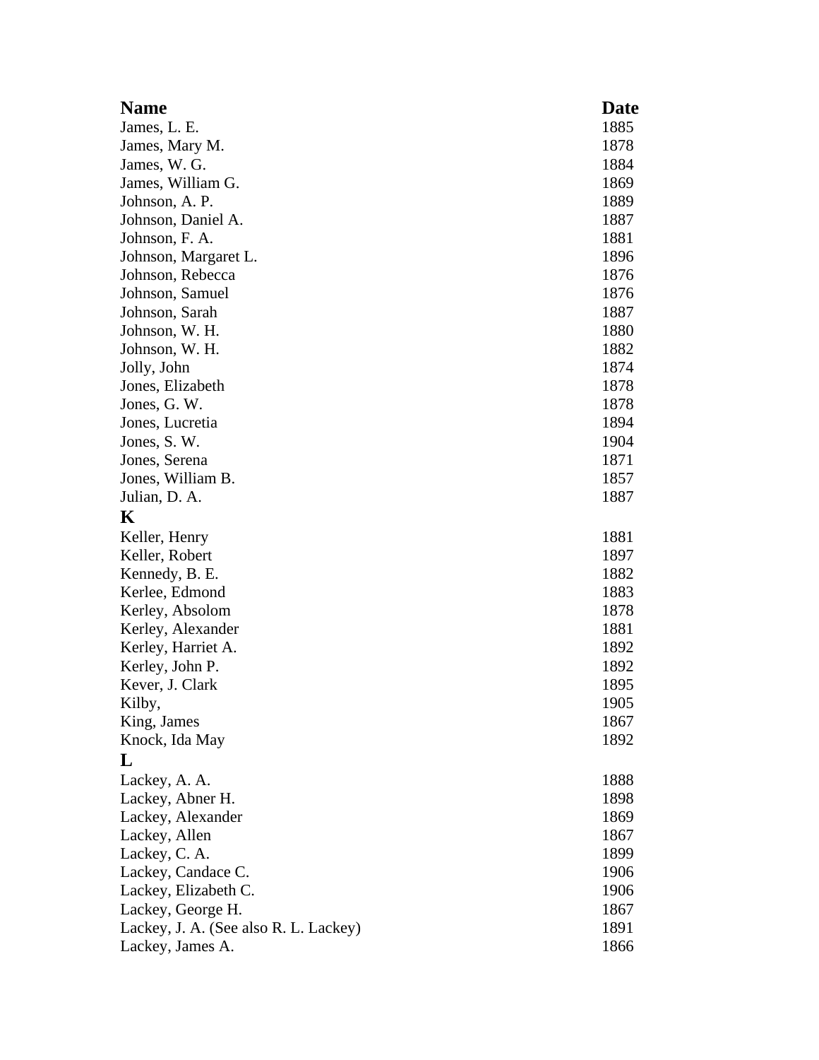| Name | Date |
|---|---|
| James, L. E. | 1885 |
| James, Mary M. | 1878 |
| James, W. G. | 1884 |
| James, William G. | 1869 |
| Johnson, A. P. | 1889 |
| Johnson, Daniel A. | 1887 |
| Johnson, F. A. | 1881 |
| Johnson, Margaret L. | 1896 |
| Johnson, Rebecca | 1876 |
| Johnson, Samuel | 1876 |
| Johnson, Sarah | 1887 |
| Johnson, W. H. | 1880 |
| Johnson, W. H. | 1882 |
| Jolly, John | 1874 |
| Jones, Elizabeth | 1878 |
| Jones, G. W. | 1878 |
| Jones, Lucretia | 1894 |
| Jones, S. W. | 1904 |
| Jones, Serena | 1871 |
| Jones, William B. | 1857 |
| Julian, D. A. | 1887 |
| **K** | |
| Keller, Henry | 1881 |
| Keller, Robert | 1897 |
| Kennedy, B. E. | 1882 |
| Kerlee, Edmond | 1883 |
| Kerley, Absolom | 1878 |
| Kerley, Alexander | 1881 |
| Kerley, Harriet A. | 1892 |
| Kerley, John P. | 1892 |
| Kever, J. Clark | 1895 |
| Kilby, | 1905 |
| King, James | 1867 |
| Knock, Ida May | 1892 |
| **L** | |
| Lackey, A. A. | 1888 |
| Lackey, Abner H. | 1898 |
| Lackey, Alexander | 1869 |
| Lackey, Allen | 1867 |
| Lackey, C. A. | 1899 |
| Lackey, Candace C. | 1906 |
| Lackey, Elizabeth C. | 1906 |
| Lackey, George H. | 1867 |
| Lackey, J. A. (See also R. L. Lackey) | 1891 |
| Lackey, James A. | 1866 |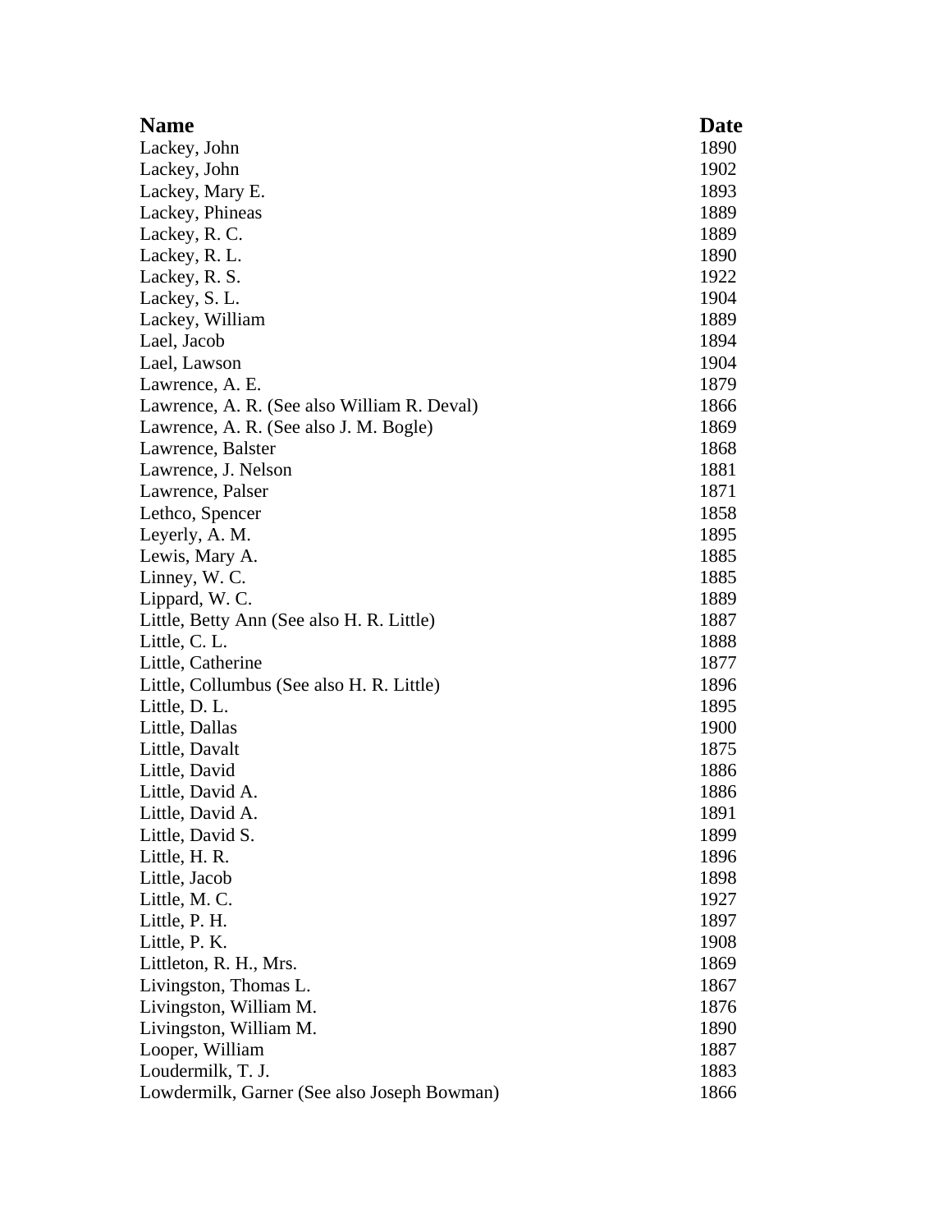| Name | Date |
|---|---|
| Lackey, John | 1890 |
| Lackey, John | 1902 |
| Lackey, Mary E. | 1893 |
| Lackey, Phineas | 1889 |
| Lackey, R. C. | 1889 |
| Lackey, R. L. | 1890 |
| Lackey, R. S. | 1922 |
| Lackey, S. L. | 1904 |
| Lackey, William | 1889 |
| Lael, Jacob | 1894 |
| Lael, Lawson | 1904 |
| Lawrence, A. E. | 1879 |
| Lawrence, A. R. (See also William R. Deval) | 1866 |
| Lawrence, A. R. (See also J. M. Bogle) | 1869 |
| Lawrence, Balster | 1868 |
| Lawrence, J. Nelson | 1881 |
| Lawrence, Palser | 1871 |
| Lethco, Spencer | 1858 |
| Leyerly, A. M. | 1895 |
| Lewis, Mary A. | 1885 |
| Linney, W. C. | 1885 |
| Lippard, W. C. | 1889 |
| Little, Betty Ann (See also H. R. Little) | 1887 |
| Little, C. L. | 1888 |
| Little, Catherine | 1877 |
| Little, Collumbus (See also H. R. Little) | 1896 |
| Little, D. L. | 1895 |
| Little, Dallas | 1900 |
| Little, Davalt | 1875 |
| Little, David | 1886 |
| Little, David A. | 1886 |
| Little, David A. | 1891 |
| Little, David S. | 1899 |
| Little, H. R. | 1896 |
| Little, Jacob | 1898 |
| Little, M. C. | 1927 |
| Little, P. H. | 1897 |
| Little, P. K. | 1908 |
| Littleton, R. H., Mrs. | 1869 |
| Livingston, Thomas L. | 1867 |
| Livingston, William M. | 1876 |
| Livingston, William M. | 1890 |
| Looper, William | 1887 |
| Loudermilk, T. J. | 1883 |
| Lowdermilk, Garner (See also Joseph Bowman) | 1866 |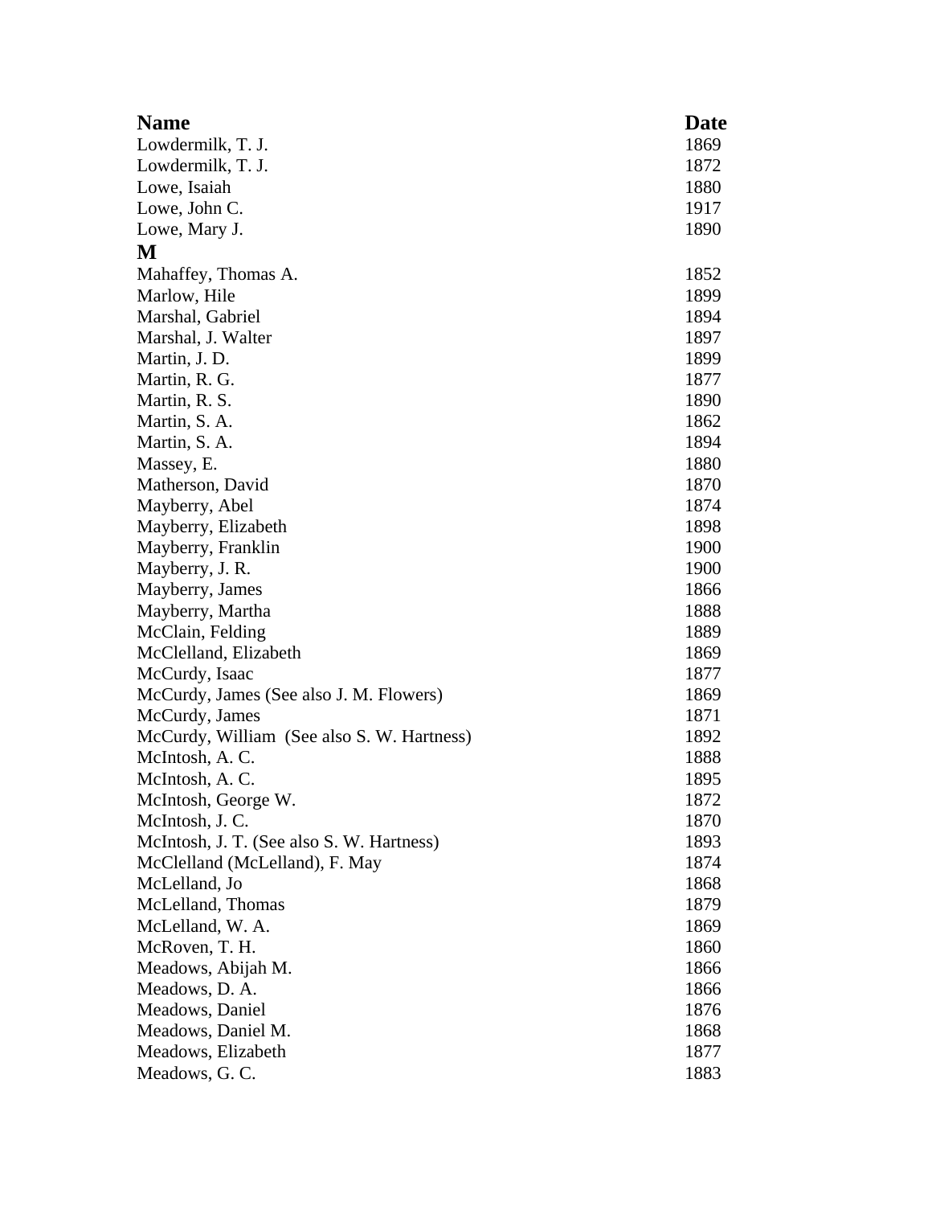| Name | Date |
|---|---|
| Lowdermilk, T. J. | 1869 |
| Lowdermilk, T. J. | 1872 |
| Lowe, Isaiah | 1880 |
| Lowe, John C. | 1917 |
| Lowe, Mary J. | 1890 |
| **M** | |
| Mahaffey, Thomas A. | 1852 |
| Marlow, Hile | 1899 |
| Marshal, Gabriel | 1894 |
| Marshal, J. Walter | 1897 |
| Martin, J. D. | 1899 |
| Martin, R. G. | 1877 |
| Martin, R. S. | 1890 |
| Martin, S. A. | 1862 |
| Martin, S. A. | 1894 |
| Massey, E. | 1880 |
| Matherson, David | 1870 |
| Mayberry, Abel | 1874 |
| Mayberry, Elizabeth | 1898 |
| Mayberry, Franklin | 1900 |
| Mayberry, J. R. | 1900 |
| Mayberry, James | 1866 |
| Mayberry, Martha | 1888 |
| McClain, Felding | 1889 |
| McClelland, Elizabeth | 1869 |
| McCurdy, Isaac | 1877 |
| McCurdy, James (See also J. M. Flowers) | 1869 |
| McCurdy, James | 1871 |
| McCurdy, William (See also S. W. Hartness) | 1892 |
| McIntosh, A. C. | 1888 |
| McIntosh, A. C. | 1895 |
| McIntosh, George W. | 1872 |
| McIntosh, J. C. | 1870 |
| McIntosh, J. T. (See also S. W. Hartness) | 1893 |
| McClelland (McLelland), F. May | 1874 |
| McLelland, Jo | 1868 |
| McLelland, Thomas | 1879 |
| McLelland, W. A. | 1869 |
| McRoven, T. H. | 1860 |
| Meadows, Abijah M. | 1866 |
| Meadows, D. A. | 1866 |
| Meadows, Daniel | 1876 |
| Meadows, Daniel M. | 1868 |
| Meadows, Elizabeth | 1877 |
| Meadows, G. C. | 1883 |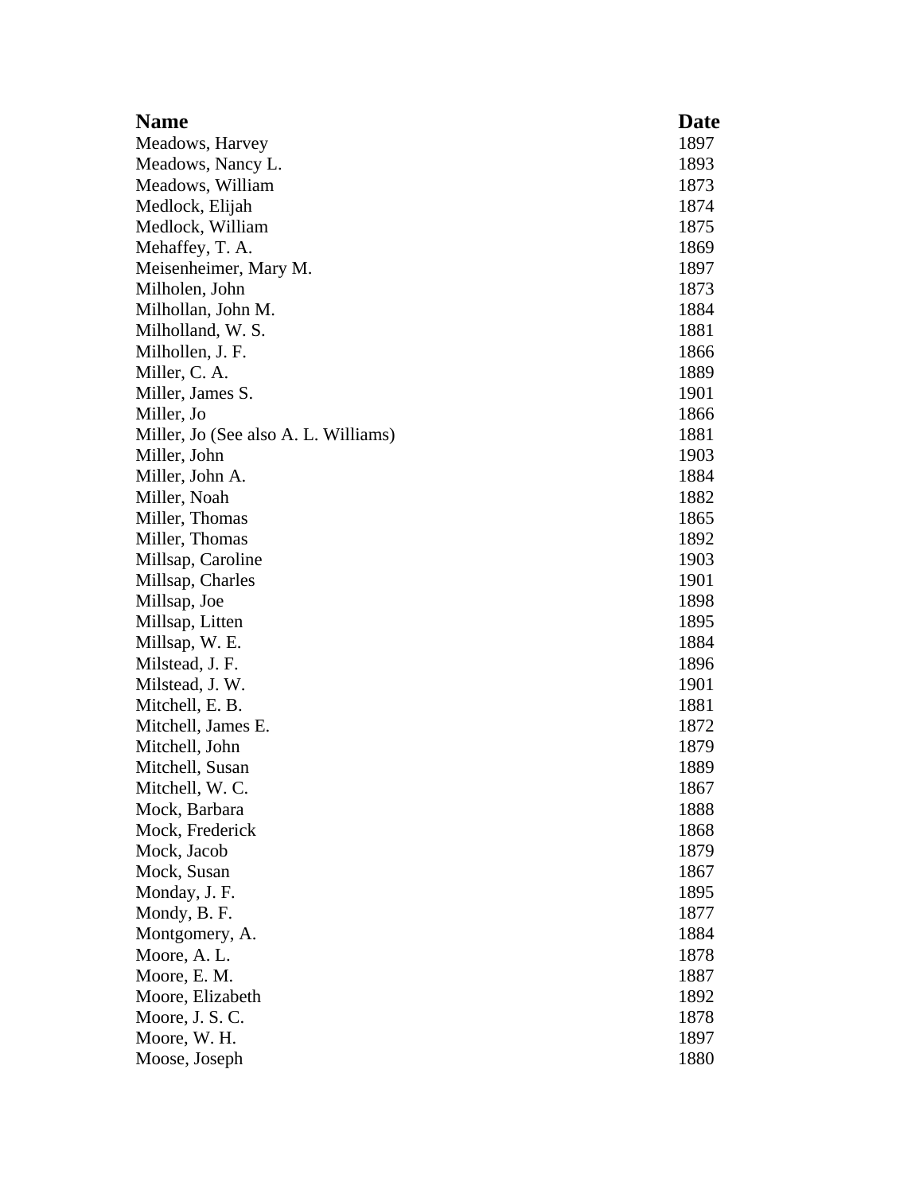| Name | Date |
| --- | --- |
| Meadows, Harvey | 1897 |
| Meadows, Nancy L. | 1893 |
| Meadows, William | 1873 |
| Medlock, Elijah | 1874 |
| Medlock, William | 1875 |
| Mehaffey, T. A. | 1869 |
| Meisenheimer, Mary M. | 1897 |
| Milholen, John | 1873 |
| Milhollan, John M. | 1884 |
| Milholland, W. S. | 1881 |
| Milhollen, J. F. | 1866 |
| Miller, C. A. | 1889 |
| Miller, James S. | 1901 |
| Miller, Jo | 1866 |
| Miller, Jo (See also A. L. Williams) | 1881 |
| Miller, John | 1903 |
| Miller, John A. | 1884 |
| Miller, Noah | 1882 |
| Miller, Thomas | 1865 |
| Miller, Thomas | 1892 |
| Millsap, Caroline | 1903 |
| Millsap, Charles | 1901 |
| Millsap, Joe | 1898 |
| Millsap, Litten | 1895 |
| Millsap, W. E. | 1884 |
| Milstead, J. F. | 1896 |
| Milstead, J. W. | 1901 |
| Mitchell, E. B. | 1881 |
| Mitchell, James E. | 1872 |
| Mitchell, John | 1879 |
| Mitchell, Susan | 1889 |
| Mitchell, W. C. | 1867 |
| Mock, Barbara | 1888 |
| Mock, Frederick | 1868 |
| Mock, Jacob | 1879 |
| Mock, Susan | 1867 |
| Monday, J. F. | 1895 |
| Mondy, B. F. | 1877 |
| Montgomery, A. | 1884 |
| Moore, A. L. | 1878 |
| Moore, E. M. | 1887 |
| Moore, Elizabeth | 1892 |
| Moore, J. S. C. | 1878 |
| Moore, W. H. | 1897 |
| Moose, Joseph | 1880 |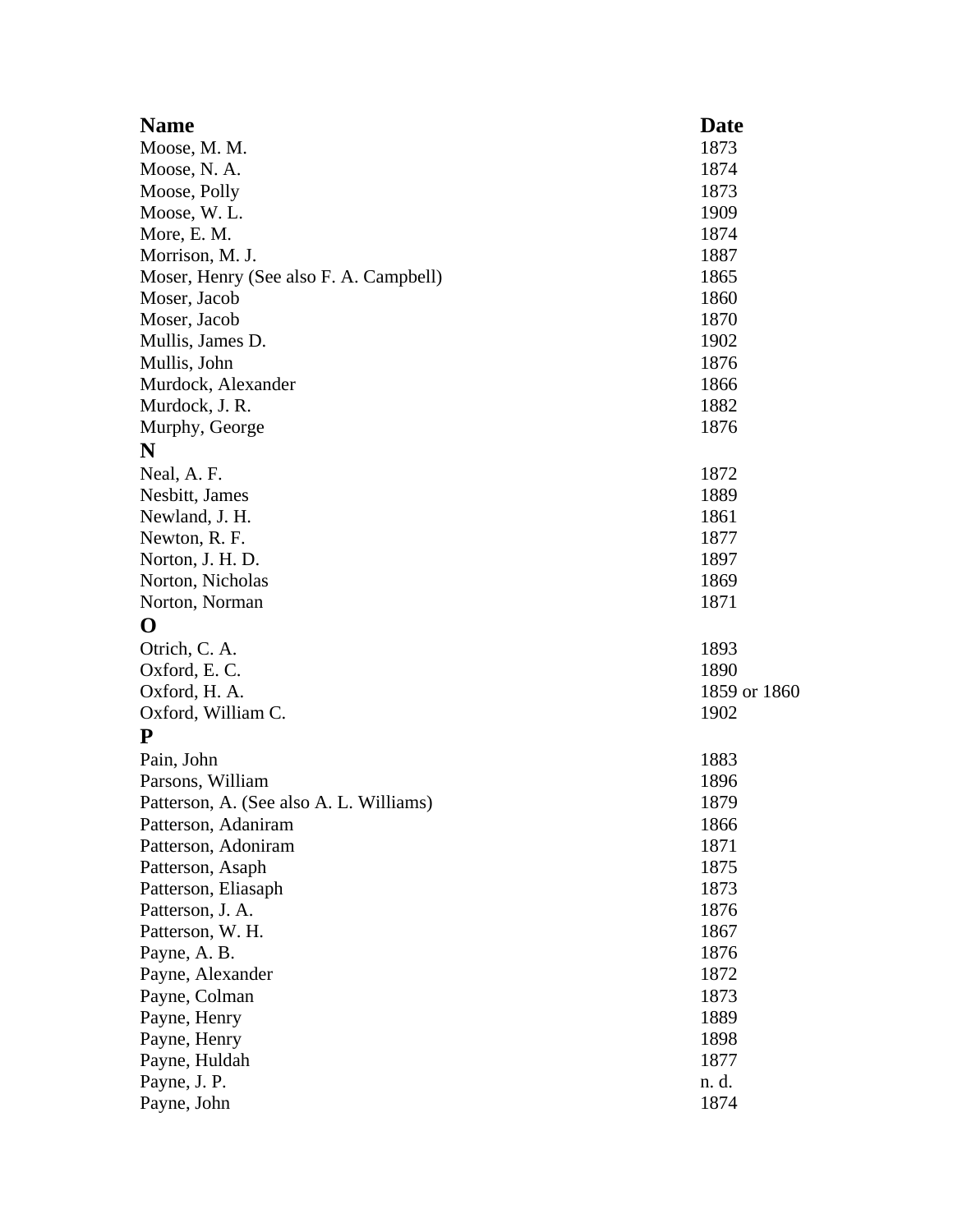| Name | Date |
| --- | --- |
| Moose, M. M. | 1873 |
| Moose, N. A. | 1874 |
| Moose, Polly | 1873 |
| Moose, W. L. | 1909 |
| More, E. M. | 1874 |
| Morrison, M. J. | 1887 |
| Moser, Henry (See also F. A. Campbell) | 1865 |
| Moser, Jacob | 1860 |
| Moser, Jacob | 1870 |
| Mullis, James D. | 1902 |
| Mullis, John | 1876 |
| Murdock, Alexander | 1866 |
| Murdock, J. R. | 1882 |
| Murphy, George | 1876 |
| **N** | |
| Neal, A. F. | 1872 |
| Nesbitt, James | 1889 |
| Newland, J. H. | 1861 |
| Newton, R. F. | 1877 |
| Norton, J. H. D. | 1897 |
| Norton, Nicholas | 1869 |
| Norton, Norman | 1871 |
| **O** | |
| Otrich, C. A. | 1893 |
| Oxford, E. C. | 1890 |
| Oxford, H. A. | 1859 or 1860 |
| Oxford, William C. | 1902 |
| **P** | |
| Pain, John | 1883 |
| Parsons, William | 1896 |
| Patterson, A. (See also A. L. Williams) | 1879 |
| Patterson, Adaniram | 1866 |
| Patterson, Adoniram | 1871 |
| Patterson, Asaph | 1875 |
| Patterson, Eliasaph | 1873 |
| Patterson, J. A. | 1876 |
| Patterson, W. H. | 1867 |
| Payne, A. B. | 1876 |
| Payne, Alexander | 1872 |
| Payne, Colman | 1873 |
| Payne, Henry | 1889 |
| Payne, Henry | 1898 |
| Payne, Huldah | 1877 |
| Payne, J. P. | n. d. |
| Payne, John | 1874 |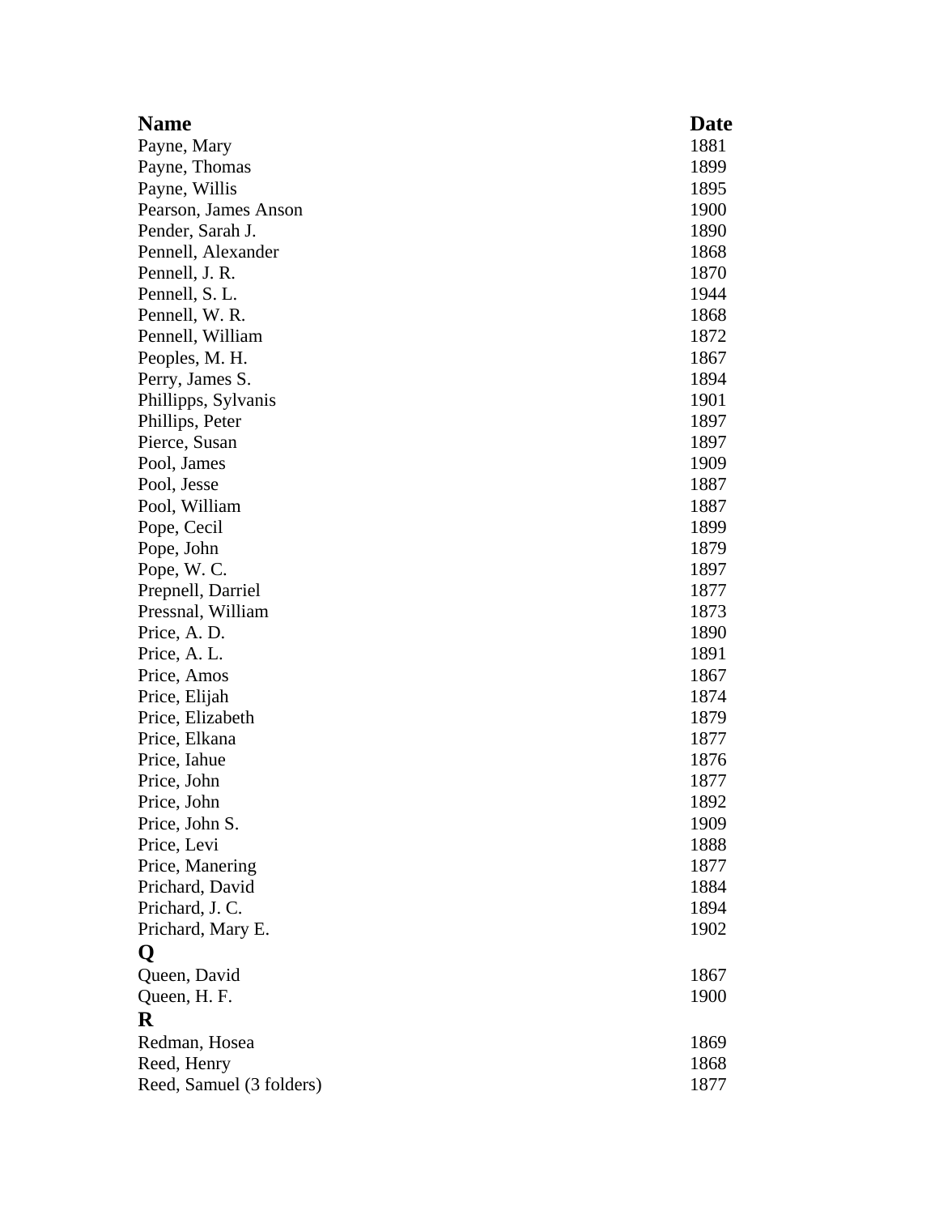| Name | Date |
| --- | --- |
| Payne, Mary | 1881 |
| Payne, Thomas | 1899 |
| Payne, Willis | 1895 |
| Pearson, James Anson | 1900 |
| Pender, Sarah J. | 1890 |
| Pennell, Alexander | 1868 |
| Pennell, J. R. | 1870 |
| Pennell, S. L. | 1944 |
| Pennell, W. R. | 1868 |
| Pennell, William | 1872 |
| Peoples, M. H. | 1867 |
| Perry, James S. | 1894 |
| Phillipps, Sylvanis | 1901 |
| Phillips, Peter | 1897 |
| Pierce, Susan | 1897 |
| Pool, James | 1909 |
| Pool, Jesse | 1887 |
| Pool, William | 1887 |
| Pope, Cecil | 1899 |
| Pope, John | 1879 |
| Pope, W. C. | 1897 |
| Prepnell, Darriel | 1877 |
| Pressnal, William | 1873 |
| Price, A. D. | 1890 |
| Price, A. L. | 1891 |
| Price, Amos | 1867 |
| Price, Elijah | 1874 |
| Price, Elizabeth | 1879 |
| Price, Elkana | 1877 |
| Price, Iahue | 1876 |
| Price, John | 1877 |
| Price, John | 1892 |
| Price, John S. | 1909 |
| Price, Levi | 1888 |
| Price, Manering | 1877 |
| Prichard, David | 1884 |
| Prichard, J. C. | 1894 |
| Prichard, Mary E. | 1902 |
| **Q** | |
| Queen, David | 1867 |
| Queen, H. F. | 1900 |
| **R** | |
| Redman, Hosea | 1869 |
| Reed, Henry | 1868 |
| Reed, Samuel (3 folders) | 1877 |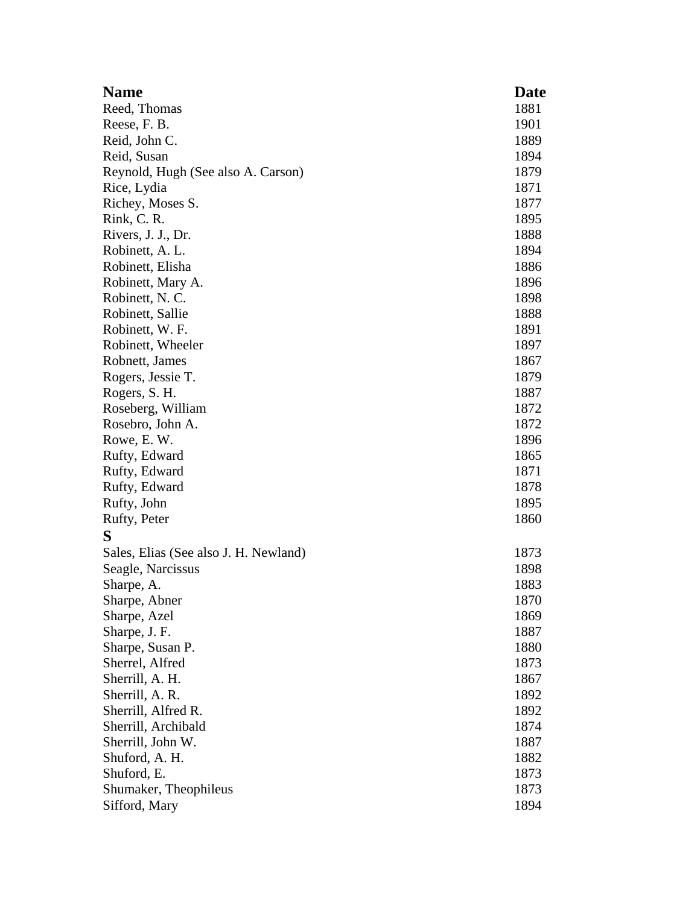| Name | Date |
|---|---|
| Reed, Thomas | 1881 |
| Reese, F. B. | 1901 |
| Reid, John C. | 1889 |
| Reid, Susan | 1894 |
| Reynold, Hugh (See also A. Carson) | 1879 |
| Rice, Lydia | 1871 |
| Richey, Moses S. | 1877 |
| Rink, C. R. | 1895 |
| Rivers, J. J., Dr. | 1888 |
| Robinett, A. L. | 1894 |
| Robinett, Elisha | 1886 |
| Robinett, Mary A. | 1896 |
| Robinett, N. C. | 1898 |
| Robinett, Sallie | 1888 |
| Robinett, W. F. | 1891 |
| Robinett, Wheeler | 1897 |
| Robnett, James | 1867 |
| Rogers, Jessie T. | 1879 |
| Rogers, S. H. | 1887 |
| Roseberg, William | 1872 |
| Rosebro, John A. | 1872 |
| Rowe, E. W. | 1896 |
| Rufty, Edward | 1865 |
| Rufty, Edward | 1871 |
| Rufty, Edward | 1878 |
| Rufty, John | 1895 |
| Rufty, Peter | 1860 |
| **S** | |
| Sales, Elias (See also J. H. Newland) | 1873 |
| Seagle, Narcissus | 1898 |
| Sharpe, A. | 1883 |
| Sharpe, Abner | 1870 |
| Sharpe, Azel | 1869 |
| Sharpe, J. F. | 1887 |
| Sharpe, Susan P. | 1880 |
| Sherrel, Alfred | 1873 |
| Sherrill, A. H. | 1867 |
| Sherrill, A. R. | 1892 |
| Sherrill, Alfred R. | 1892 |
| Sherrill, Archibald | 1874 |
| Sherrill, John W. | 1887 |
| Shuford, A. H. | 1882 |
| Shuford, E. | 1873 |
| Shumaker, Theophileus | 1873 |
| Sifford, Mary | 1894 |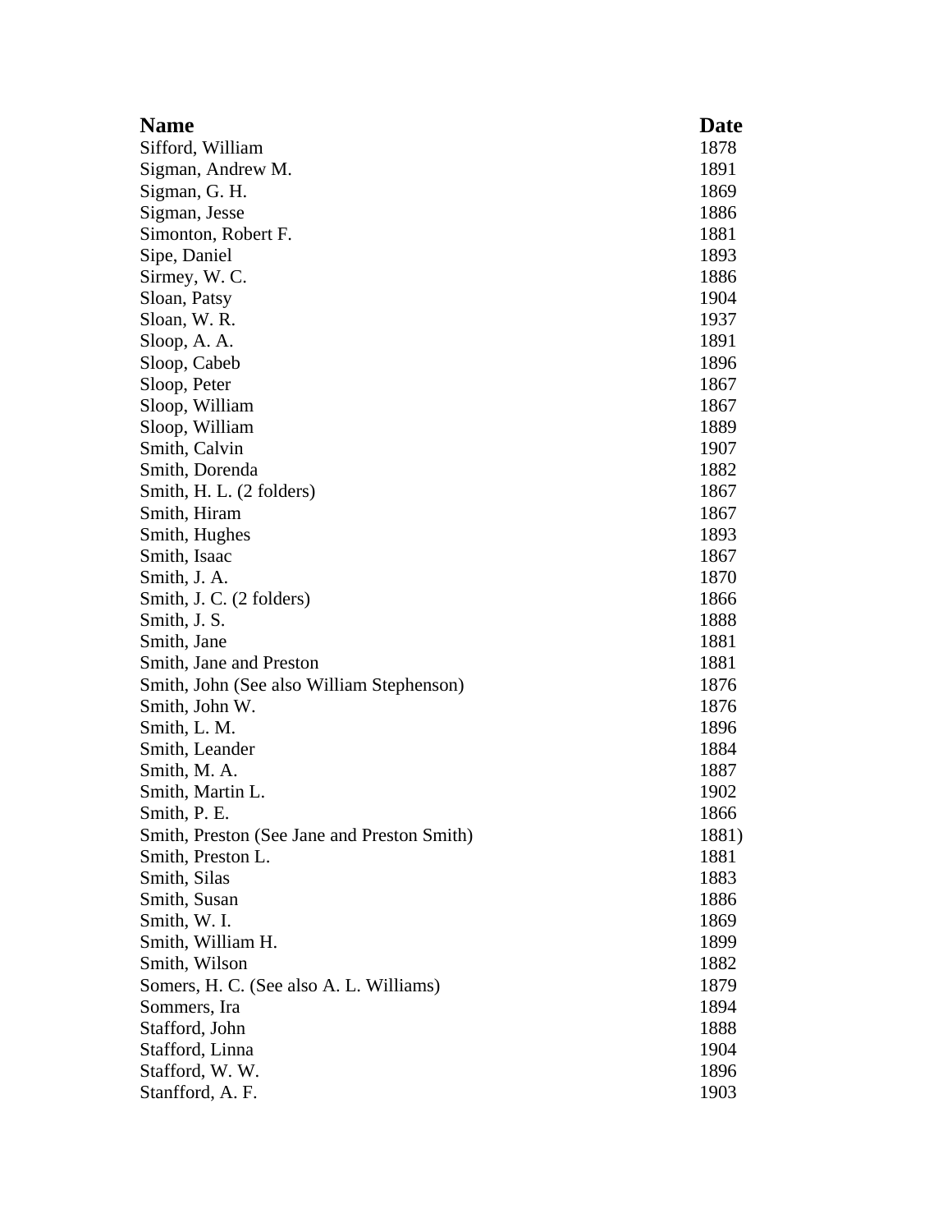| Name | Date |
| --- | --- |
| Sifford, William | 1878 |
| Sigman, Andrew M. | 1891 |
| Sigman, G. H. | 1869 |
| Sigman, Jesse | 1886 |
| Simonton, Robert F. | 1881 |
| Sipe, Daniel | 1893 |
| Sirmey, W. C. | 1886 |
| Sloan, Patsy | 1904 |
| Sloan, W. R. | 1937 |
| Sloop, A. A. | 1891 |
| Sloop, Cabeb | 1896 |
| Sloop, Peter | 1867 |
| Sloop, William | 1867 |
| Sloop, William | 1889 |
| Smith, Calvin | 1907 |
| Smith, Dorenda | 1882 |
| Smith, H. L. (2 folders) | 1867 |
| Smith, Hiram | 1867 |
| Smith, Hughes | 1893 |
| Smith, Isaac | 1867 |
| Smith, J. A. | 1870 |
| Smith, J. C. (2 folders) | 1866 |
| Smith, J. S. | 1888 |
| Smith, Jane | 1881 |
| Smith, Jane and Preston | 1881 |
| Smith, John (See also William Stephenson) | 1876 |
| Smith, John W. | 1876 |
| Smith, L. M. | 1896 |
| Smith, Leander | 1884 |
| Smith, M. A. | 1887 |
| Smith, Martin L. | 1902 |
| Smith, P. E. | 1866 |
| Smith, Preston (See Jane and Preston Smith) | 1881) |
| Smith, Preston L. | 1881 |
| Smith, Silas | 1883 |
| Smith, Susan | 1886 |
| Smith, W. I. | 1869 |
| Smith, William H. | 1899 |
| Smith, Wilson | 1882 |
| Somers, H. C. (See also A. L. Williams) | 1879 |
| Sommers, Ira | 1894 |
| Stafford, John | 1888 |
| Stafford, Linna | 1904 |
| Stafford, W. W. | 1896 |
| Stanfford, A. F. | 1903 |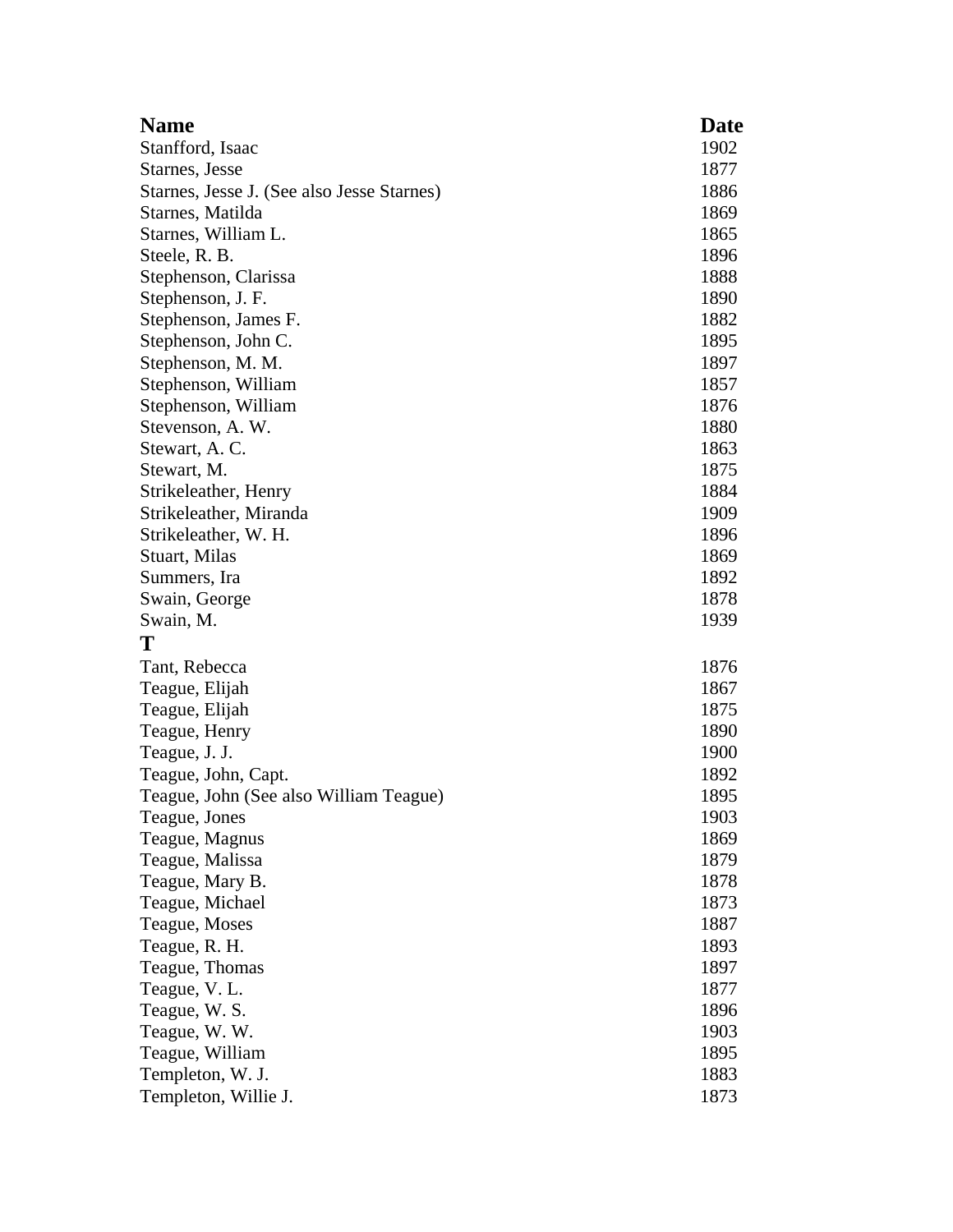| Name | Date |
|---|---|
| Stanfford, Isaac | 1902 |
| Starnes, Jesse | 1877 |
| Starnes, Jesse J. (See also Jesse Starnes) | 1886 |
| Starnes, Matilda | 1869 |
| Starnes, William L. | 1865 |
| Steele, R. B. | 1896 |
| Stephenson, Clarissa | 1888 |
| Stephenson, J. F. | 1890 |
| Stephenson, James F. | 1882 |
| Stephenson, John C. | 1895 |
| Stephenson, M. M. | 1897 |
| Stephenson, William | 1857 |
| Stephenson, William | 1876 |
| Stevenson, A. W. | 1880 |
| Stewart, A. C. | 1863 |
| Stewart, M. | 1875 |
| Strikeleather, Henry | 1884 |
| Strikeleather, Miranda | 1909 |
| Strikeleather, W. H. | 1896 |
| Stuart, Milas | 1869 |
| Summers, Ira | 1892 |
| Swain, George | 1878 |
| Swain, M. | 1939 |
| **T** | |
| Tant, Rebecca | 1876 |
| Teague, Elijah | 1867 |
| Teague, Elijah | 1875 |
| Teague, Henry | 1890 |
| Teague, J. J. | 1900 |
| Teague, John, Capt. | 1892 |
| Teague, John (See also William Teague) | 1895 |
| Teague, Jones | 1903 |
| Teague, Magnus | 1869 |
| Teague, Malissa | 1879 |
| Teague, Mary B. | 1878 |
| Teague, Michael | 1873 |
| Teague, Moses | 1887 |
| Teague, R. H. | 1893 |
| Teague, Thomas | 1897 |
| Teague, V. L. | 1877 |
| Teague, W. S. | 1896 |
| Teague, W. W. | 1903 |
| Teague, William | 1895 |
| Templeton, W. J. | 1883 |
| Templeton, Willie J. | 1873 |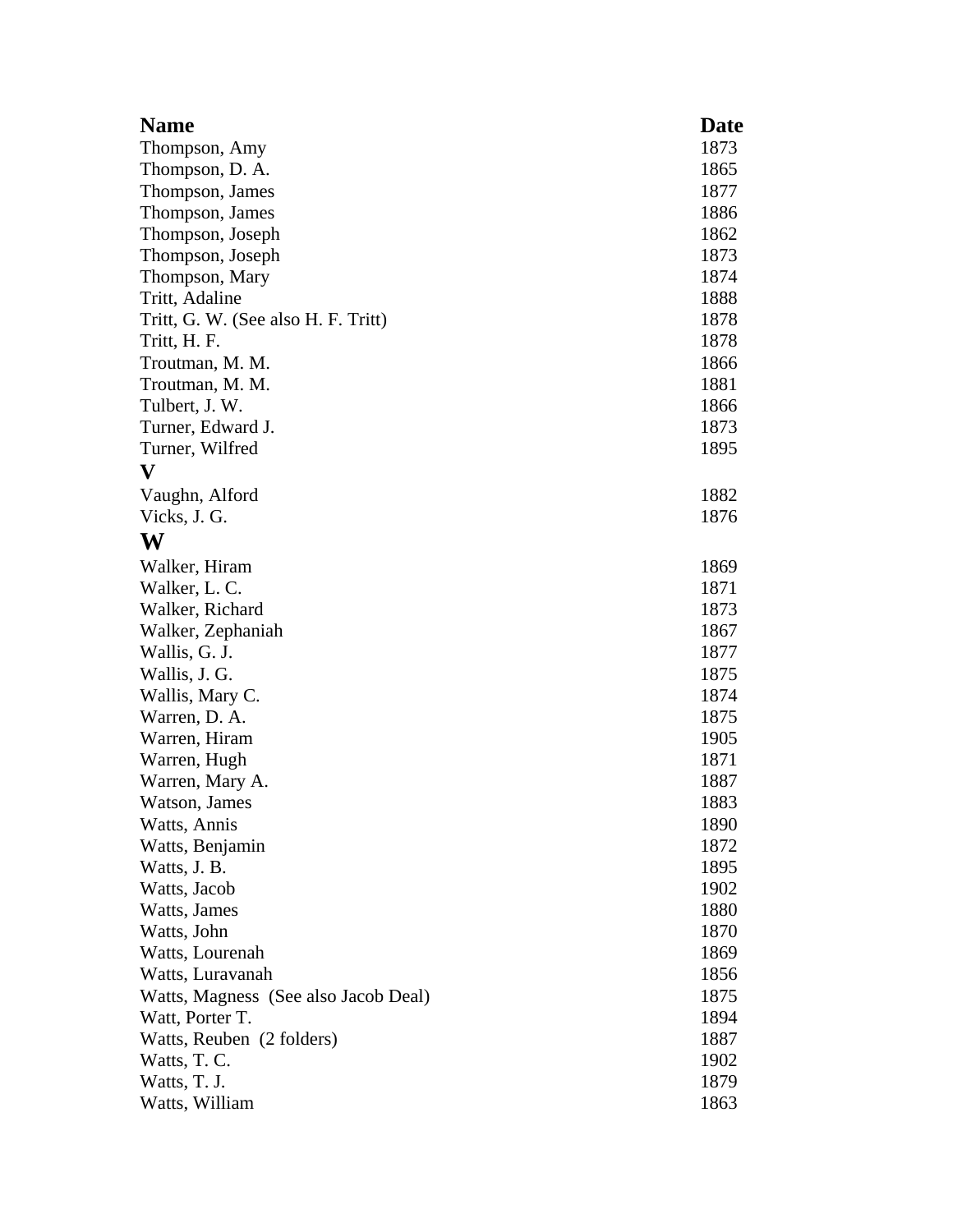| Name | Date |
|---|---|
| Thompson, Amy | 1873 |
| Thompson, D. A. | 1865 |
| Thompson, James | 1877 |
| Thompson, James | 1886 |
| Thompson, Joseph | 1862 |
| Thompson, Joseph | 1873 |
| Thompson, Mary | 1874 |
| Tritt, Adaline | 1888 |
| Tritt, G. W. (See also H. F. Tritt) | 1878 |
| Tritt, H. F. | 1878 |
| Troutman, M. M. | 1866 |
| Troutman, M. M. | 1881 |
| Tulbert, J. W. | 1866 |
| Turner, Edward J. | 1873 |
| Turner, Wilfred | 1895 |
| **V** | |
| Vaughn, Alford | 1882 |
| Vicks, J. G. | 1876 |
| **W** | |
| Walker, Hiram | 1869 |
| Walker, L. C. | 1871 |
| Walker, Richard | 1873 |
| Walker, Zephaniah | 1867 |
| Wallis, G. J. | 1877 |
| Wallis, J. G. | 1875 |
| Wallis, Mary C. | 1874 |
| Warren, D. A. | 1875 |
| Warren, Hiram | 1905 |
| Warren, Hugh | 1871 |
| Warren, Mary A. | 1887 |
| Watson, James | 1883 |
| Watts, Annis | 1890 |
| Watts, Benjamin | 1872 |
| Watts, J. B. | 1895 |
| Watts, Jacob | 1902 |
| Watts, James | 1880 |
| Watts, John | 1870 |
| Watts, Lourenah | 1869 |
| Watts, Luravanah | 1856 |
| Watts, Magness (See also Jacob Deal) | 1875 |
| Watt, Porter T. | 1894 |
| Watts, Reuben (2 folders) | 1887 |
| Watts, T. C. | 1902 |
| Watts, T. J. | 1879 |
| Watts, William | 1863 |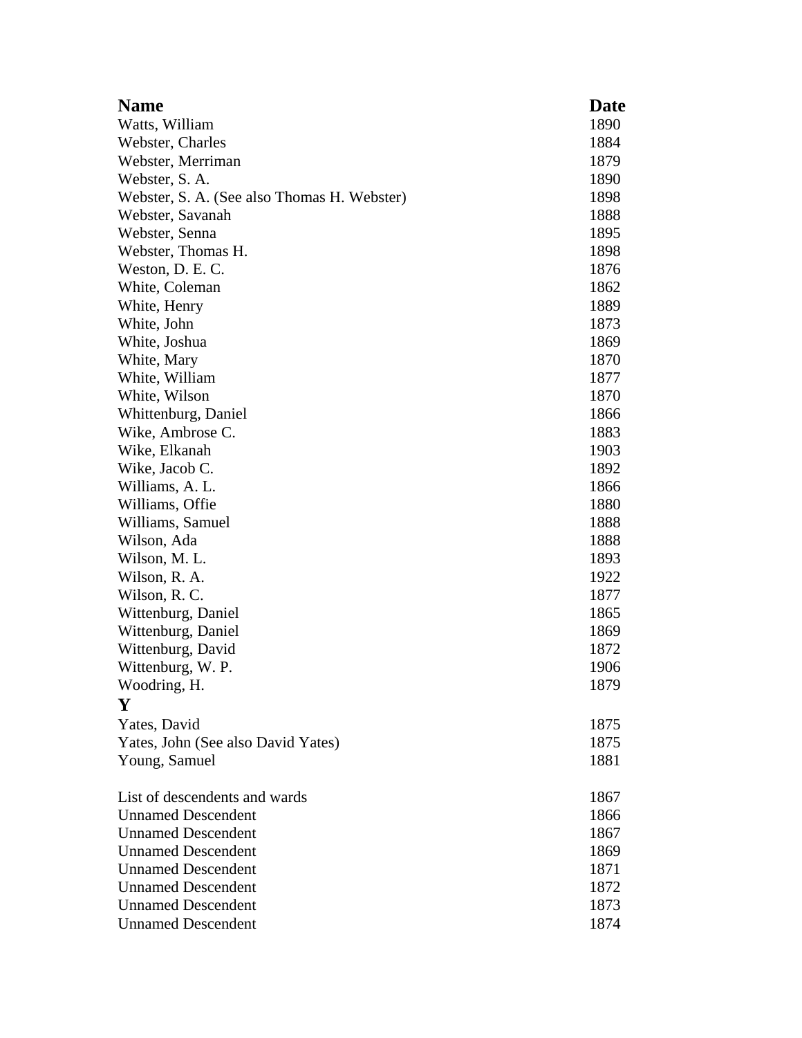| Name | Date |
|---|---|
| Watts, William | 1890 |
| Webster, Charles | 1884 |
| Webster, Merriman | 1879 |
| Webster, S. A. | 1890 |
| Webster, S. A. (See also Thomas H. Webster) | 1898 |
| Webster, Savanah | 1888 |
| Webster, Senna | 1895 |
| Webster, Thomas H. | 1898 |
| Weston, D. E. C. | 1876 |
| White, Coleman | 1862 |
| White, Henry | 1889 |
| White, John | 1873 |
| White, Joshua | 1869 |
| White, Mary | 1870 |
| White, William | 1877 |
| White, Wilson | 1870 |
| Whittenburg, Daniel | 1866 |
| Wike, Ambrose C. | 1883 |
| Wike, Elkanah | 1903 |
| Wike, Jacob C. | 1892 |
| Williams, A. L. | 1866 |
| Williams, Offie | 1880 |
| Williams, Samuel | 1888 |
| Wilson, Ada | 1888 |
| Wilson, M. L. | 1893 |
| Wilson, R. A. | 1922 |
| Wilson, R. C. | 1877 |
| Wittenburg, Daniel | 1865 |
| Wittenburg, Daniel | 1869 |
| Wittenburg, David | 1872 |
| Wittenburg, W. P. | 1906 |
| Woodring, H. | 1879 |
| **Y** | |
| Yates, David | 1875 |
| Yates, John (See also David Yates) | 1875 |
| Young, Samuel | 1881 |
| | |
| List of descendents and wards | 1867 |
| Unnamed Descendent | 1866 |
| Unnamed Descendent | 1867 |
| Unnamed Descendent | 1869 |
| Unnamed Descendent | 1871 |
| Unnamed Descendent | 1872 |
| Unnamed Descendent | 1873 |
| Unnamed Descendent | 1874 |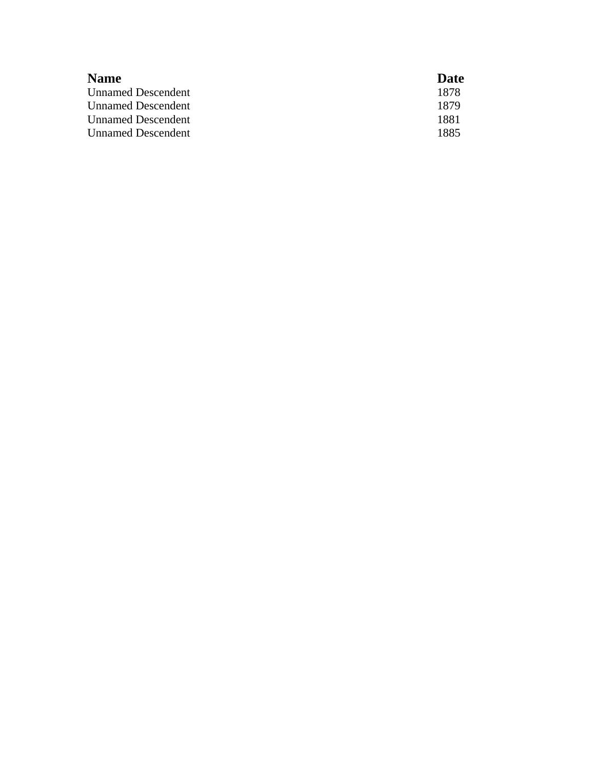| Name | Date |
| --- | --- |
| Unnamed Descendent | 1878 |
| Unnamed Descendent | 1879 |
| Unnamed Descendent | 1881 |
| Unnamed Descendent | 1885 |